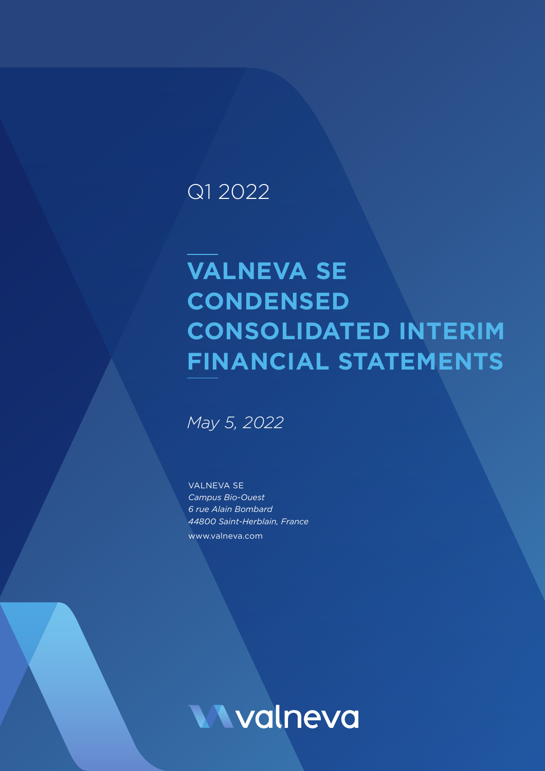Q1 2022

# VALNEVA SE CONDENSED CONSOLIDATED INTERIM FINANCIAL STATEMENTS

*May 5, 2022*

VALNEVA SE
*Campus Bio-Ouest*
*6 rue Alain Bombard*
*44800 Saint-Herblain, France*
www.valneva.com

valneva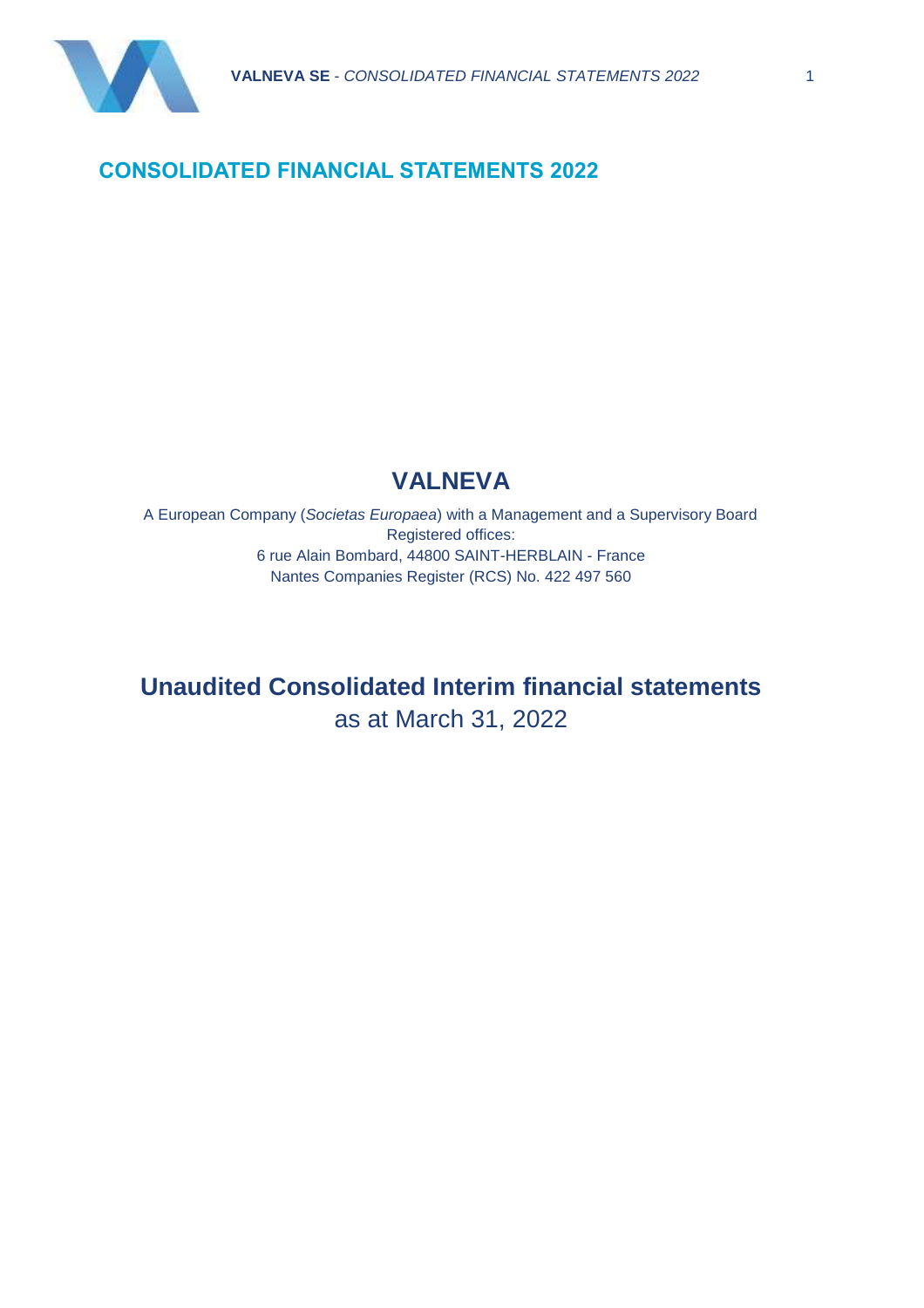## CONSOLIDATED FINANCIAL STATEMENTS 2022

# VALNEVA

A European Company (*Societas Europaea*) with a Management and a Supervisory Board
Registered offices:
6 rue Alain Bombard, 44800 SAINT-HERBLAIN - France
Nantes Companies Register (RCS) No. 422 497 560

# Unaudited Consolidated Interim financial statements

as at March 31, 2022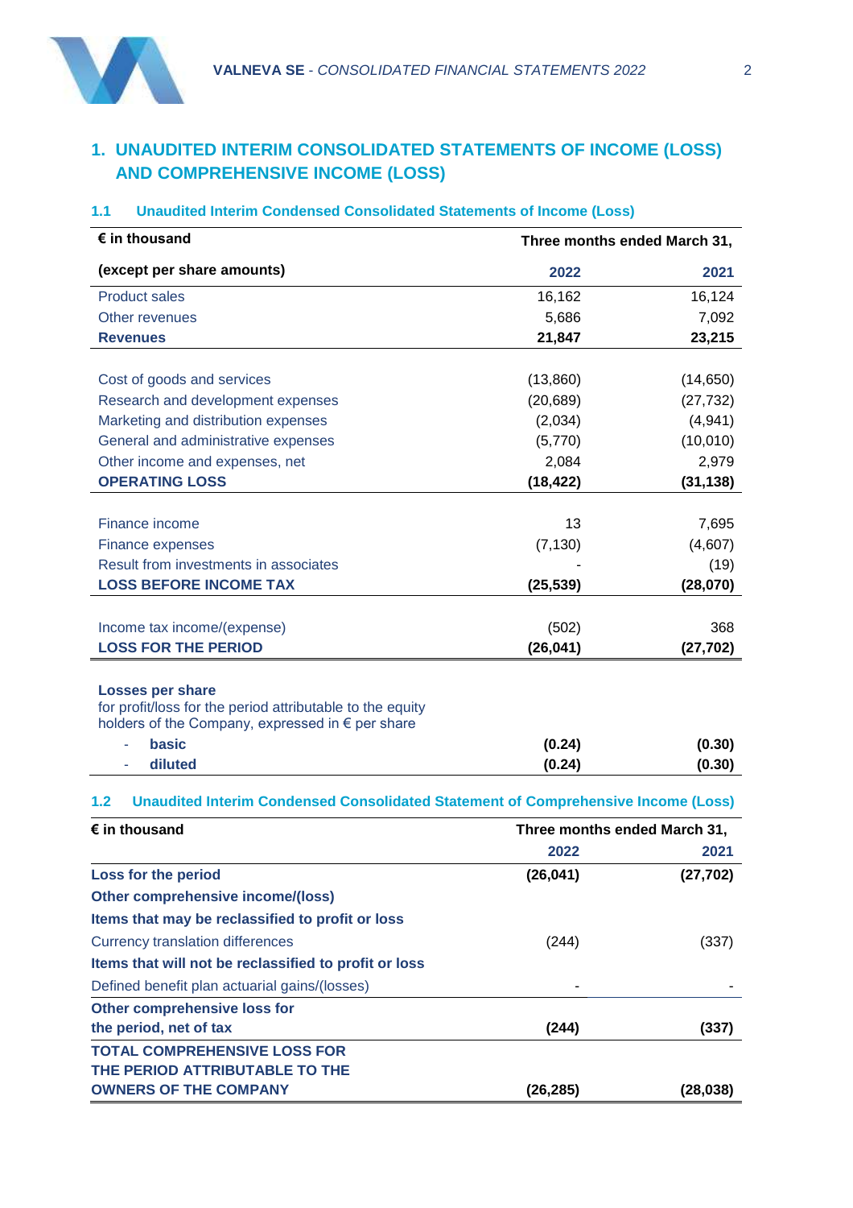# 1. UNAUDITED INTERIM CONSOLIDATED STATEMENTS OF INCOME (LOSS) AND COMPREHENSIVE INCOME (LOSS)

## 1.1 Unaudited Interim Condensed Consolidated Statements of Income (Loss)

| € in thousand | Three months ended March 31, | |
|---|---|---|
| **(except per share amounts)** | **2022** | **2021** |
| Product sales | 16,162 | 16,124 |
| Other revenues | 5,686 | 7,092 |
| **Revenues** | **21,847** | **23,215** |
| | | |
| Cost of goods and services | (13,860) | (14,650) |
| Research and development expenses | (20,689) | (27,732) |
| Marketing and distribution expenses | (2,034) | (4,941) |
| General and administrative expenses | (5,770) | (10,010) |
| Other income and expenses, net | 2,084 | 2,979 |
| **OPERATING LOSS** | **(18,422)** | **(31,138)** |
| | | |
| Finance income | 13 | 7,695 |
| Finance expenses | (7,130) | (4,607) |
| Result from investments in associates | - | (19) |
| **LOSS BEFORE INCOME TAX** | **(25,539)** | **(28,070)** |
| | | |
| Income tax income/(expense) | (502) | 368 |
| **LOSS FOR THE PERIOD** | **(26,041)** | **(27,702)** |
| | | |
| **Losses per share** for profit/loss for the period attributable to the equity holders of the Company, expressed in € per share | | |
| - **basic** | **(0.24)** | **(0.30)** |
| - **diluted** | **(0.24)** | **(0.30)** |

## 1.2 Unaudited Interim Condensed Consolidated Statement of Comprehensive Income (Loss)

| € in thousand | Three months ended March 31, | |
|---|---|---|
| | **2022** | **2021** |
| **Loss for the period** | **(26,041)** | **(27,702)** |
| **Other comprehensive income/(loss)** | | |
| **Items that may be reclassified to profit or loss** | | |
| Currency translation differences | (244) | (337) |
| **Items that will not be reclassified to profit or loss** | | |
| Defined benefit plan actuarial gains/(losses) | - | - |
| **Other comprehensive loss for the period, net of tax** | **(244)** | **(337)** |
| **TOTAL COMPREHENSIVE LOSS FOR THE PERIOD ATTRIBUTABLE TO THE OWNERS OF THE COMPANY** | **(26,285)** | **(28,038)** |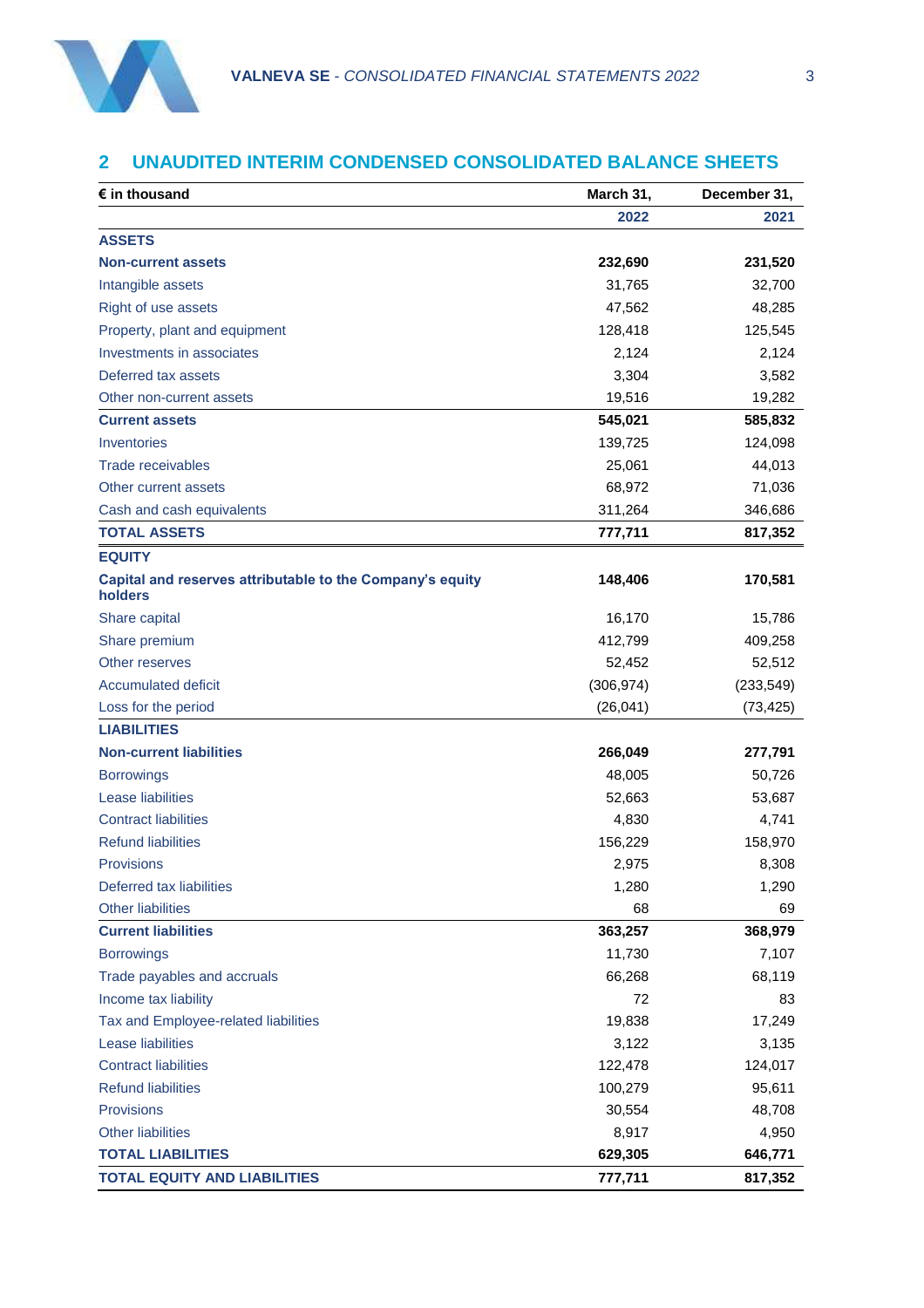## 2 UNAUDITED INTERIM CONDENSED CONSOLIDATED BALANCE SHEETS

| € in thousand | March 31, 2022 | December 31, 2021 |
|---|---|---|
| **ASSETS** | | |
| **Non-current assets** | **232,690** | **231,520** |
| Intangible assets | 31,765 | 32,700 |
| Right of use assets | 47,562 | 48,285 |
| Property, plant and equipment | 128,418 | 125,545 |
| Investments in associates | 2,124 | 2,124 |
| Deferred tax assets | 3,304 | 3,582 |
| Other non-current assets | 19,516 | 19,282 |
| **Current assets** | **545,021** | **585,832** |
| Inventories | 139,725 | 124,098 |
| Trade receivables | 25,061 | 44,013 |
| Other current assets | 68,972 | 71,036 |
| Cash and cash equivalents | 311,264 | 346,686 |
| **TOTAL ASSETS** | **777,711** | **817,352** |
| **EQUITY** | | |
| **Capital and reserves attributable to the Company's equity holders** | **148,406** | **170,581** |
| Share capital | 16,170 | 15,786 |
| Share premium | 412,799 | 409,258 |
| Other reserves | 52,452 | 52,512 |
| Accumulated deficit | (306,974) | (233,549) |
| Loss for the period | (26,041) | (73,425) |
| **LIABILITIES** | | |
| **Non-current liabilities** | **266,049** | **277,791** |
| Borrowings | 48,005 | 50,726 |
| Lease liabilities | 52,663 | 53,687 |
| Contract liabilities | 4,830 | 4,741 |
| Refund liabilities | 156,229 | 158,970 |
| Provisions | 2,975 | 8,308 |
| Deferred tax liabilities | 1,280 | 1,290 |
| Other liabilities | 68 | 69 |
| **Current liabilities** | **363,257** | **368,979** |
| Borrowings | 11,730 | 7,107 |
| Trade payables and accruals | 66,268 | 68,119 |
| Income tax liability | 72 | 83 |
| Tax and Employee-related liabilities | 19,838 | 17,249 |
| Lease liabilities | 3,122 | 3,135 |
| Contract liabilities | 122,478 | 124,017 |
| Refund liabilities | 100,279 | 95,611 |
| Provisions | 30,554 | 48,708 |
| Other liabilities | 8,917 | 4,950 |
| **TOTAL LIABILITIES** | **629,305** | **646,771** |
| **TOTAL EQUITY AND LIABILITIES** | **777,711** | **817,352** |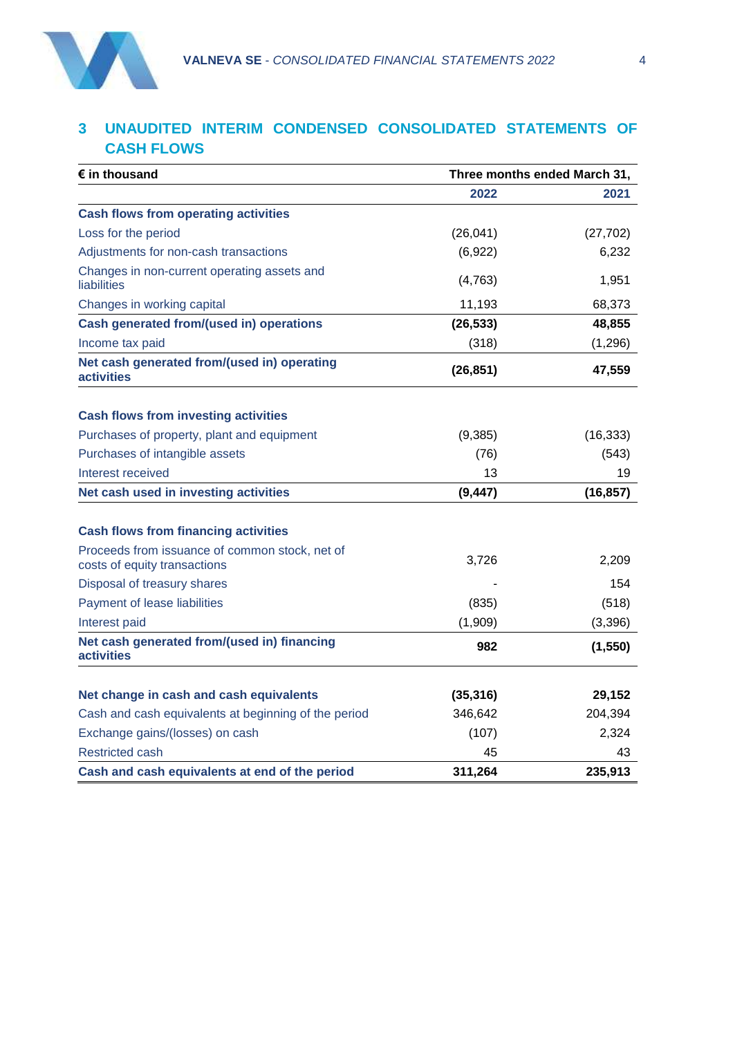## 3 UNAUDITED INTERIM CONDENSED CONSOLIDATED STATEMENTS OF CASH FLOWS

| € in thousand | Three months ended March 31, | |
|---|---|---|
| | **2022** | **2021** |
| **Cash flows from operating activities** | | |
| Loss for the period | (26,041) | (27,702) |
| Adjustments for non-cash transactions | (6,922) | 6,232 |
| Changes in non-current operating assets and liabilities | (4,763) | 1,951 |
| Changes in working capital | 11,193 | 68,373 |
| **Cash generated from/(used in) operations** | **(26,533)** | **48,855** |
| Income tax paid | (318) | (1,296) |
| **Net cash generated from/(used in) operating activities** | **(26,851)** | **47,559** |
| | | |
| **Cash flows from investing activities** | | |
| Purchases of property, plant and equipment | (9,385) | (16,333) |
| Purchases of intangible assets | (76) | (543) |
| Interest received | 13 | 19 |
| **Net cash used in investing activities** | **(9,447)** | **(16,857)** |
| | | |
| **Cash flows from financing activities** | | |
| Proceeds from issuance of common stock, net of costs of equity transactions | 3,726 | 2,209 |
| Disposal of treasury shares | - | 154 |
| Payment of lease liabilities | (835) | (518) |
| Interest paid | (1,909) | (3,396) |
| **Net cash generated from/(used in) financing activities** | **982** | **(1,550)** |
| | | |
| **Net change in cash and cash equivalents** | **(35,316)** | **29,152** |
| Cash and cash equivalents at beginning of the period | 346,642 | 204,394 |
| Exchange gains/(losses) on cash | (107) | 2,324 |
| Restricted cash | 45 | 43 |
| **Cash and cash equivalents at end of the period** | **311,264** | **235,913** |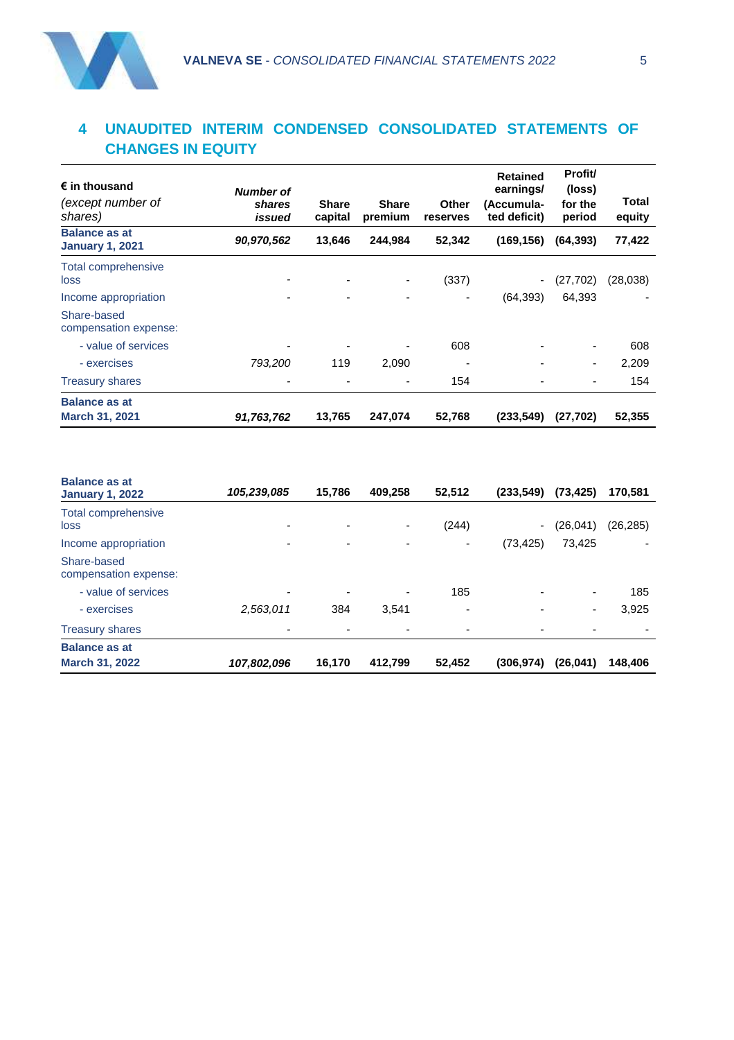## 4 UNAUDITED INTERIM CONDENSED CONSOLIDATED STATEMENTS OF CHANGES IN EQUITY

| € in thousand *(except number of shares)* | *Number of shares issued* | Share capital | Share premium | Other reserves | Retained earnings/ (Accumulated deficit) | Profit/ (loss) for the period | Total equity |
|---|---|---|---|---|---|---|---|
| **Balance as at January 1, 2021** | ***90,970,562*** | **13,646** | **244,984** | **52,342** | **(169,156)** | **(64,393)** | **77,422** |
| Total comprehensive loss | - | - | - | (337) | - | (27,702) | (28,038) |
| Income appropriation | - | - | - | - | (64,393) | 64,393 | - |
| Share-based compensation expense: | | | | | | | |
| - value of services | - | - | - | 608 | - | - | 608 |
| - exercises | *793,200* | 119 | 2,090 | - | - | - | 2,209 |
| Treasury shares | - | - | - | 154 | - | - | 154 |
| **Balance as at March 31, 2021** | ***91,763,762*** | **13,765** | **247,074** | **52,768** | **(233,549)** | **(27,702)** | **52,355** |
| | | | | | | | |
| **Balance as at January 1, 2022** | ***105,239,085*** | **15,786** | **409,258** | **52,512** | **(233,549)** | **(73,425)** | **170,581** |
| Total comprehensive loss | - | - | - | (244) | - | (26,041) | (26,285) |
| Income appropriation | - | - | - | - | (73,425) | 73,425 | - |
| Share-based compensation expense: | | | | | | | |
| - value of services | - | - | - | 185 | - | - | 185 |
| - exercises | *2,563,011* | 384 | 3,541 | - | - | - | 3,925 |
| Treasury shares | - | - | - | - | - | - | - |
| **Balance as at March 31, 2022** | ***107,802,096*** | **16,170** | **412,799** | **52,452** | **(306,974)** | **(26,041)** | **148,406** |